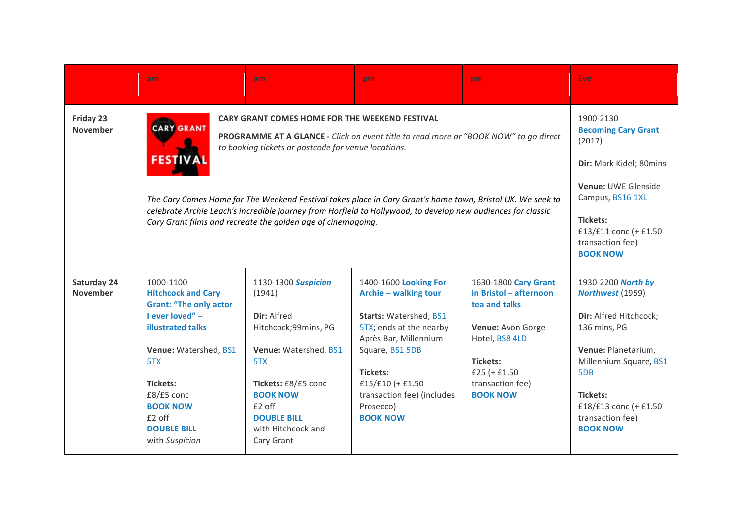|  | am | am | pm | pm | Eve |
|---|---|---|---|---|---|
| **Friday 23 November** | **CARY GRANT COMES HOME FOR THE WEEKEND FESTIVAL**<br><br>**PROGRAMME AT A GLANCE -** *Click on event title to read more or "BOOK NOW" to go direct to booking tickets or postcode for venue locations.*<br><br>*The Cary Comes Home for The Weekend Festival takes place in Cary Grant's home town, Bristol UK. We seek to celebrate Archie Leach's incredible journey from Horfield to Hollywood, to develop new audiences for classic Cary Grant films and recreate the golden age of cinemagoing.* | | | | 1900-2130 **Becoming Cary Grant** (2017)<br><br>**Dir:** Mark Kidel; 80mins<br><br>**Venue:** UWE Glenside Campus, BS16 1XL<br><br>**Tickets:** £13/£11 conc (+ £1.50 transaction fee) **BOOK NOW** |
| **Saturday 24 November** | 1000-1100 **Hitchcock and Cary Grant: "The only actor I ever loved" – illustrated talks**<br><br>**Venue:** Watershed, BS1 5TX<br><br>**Tickets:** £8/£5 conc **BOOK NOW** £2 off **DOUBLE BILL** with *Suspicion* | 1130-1300 ***Suspicion*** (1941)<br><br>**Dir:** Alfred Hitchcock;99mins, PG<br><br>**Venue:** Watershed, BS1 5TX<br><br>**Tickets:** £8/£5 conc **BOOK NOW** £2 off **DOUBLE BILL** with Hitchcock and Cary Grant | 1400-1600 **Looking For Archie – walking tour**<br><br>**Starts:** Watershed, BS1 5TX; ends at the nearby Après Bar, Millennium Square, BS1 5DB<br><br>**Tickets:** £15/£10 (+ £1.50 transaction fee) (includes Prosecco) **BOOK NOW** | 1630-1800 **Cary Grant in Bristol – afternoon tea and talks**<br><br>**Venue:** Avon Gorge Hotel, BS8 4LD<br><br>**Tickets:** £25 (+ £1.50 transaction fee) **BOOK NOW** | 1930-2200 ***North by Northwest*** (1959)<br><br>**Dir:** Alfred Hitchcock; 136 mins, PG<br><br>**Venue:** Planetarium, Millennium Square, BS1 5DB<br><br>**Tickets:** £18/£13 conc (+ £1.50 transaction fee) **BOOK NOW** |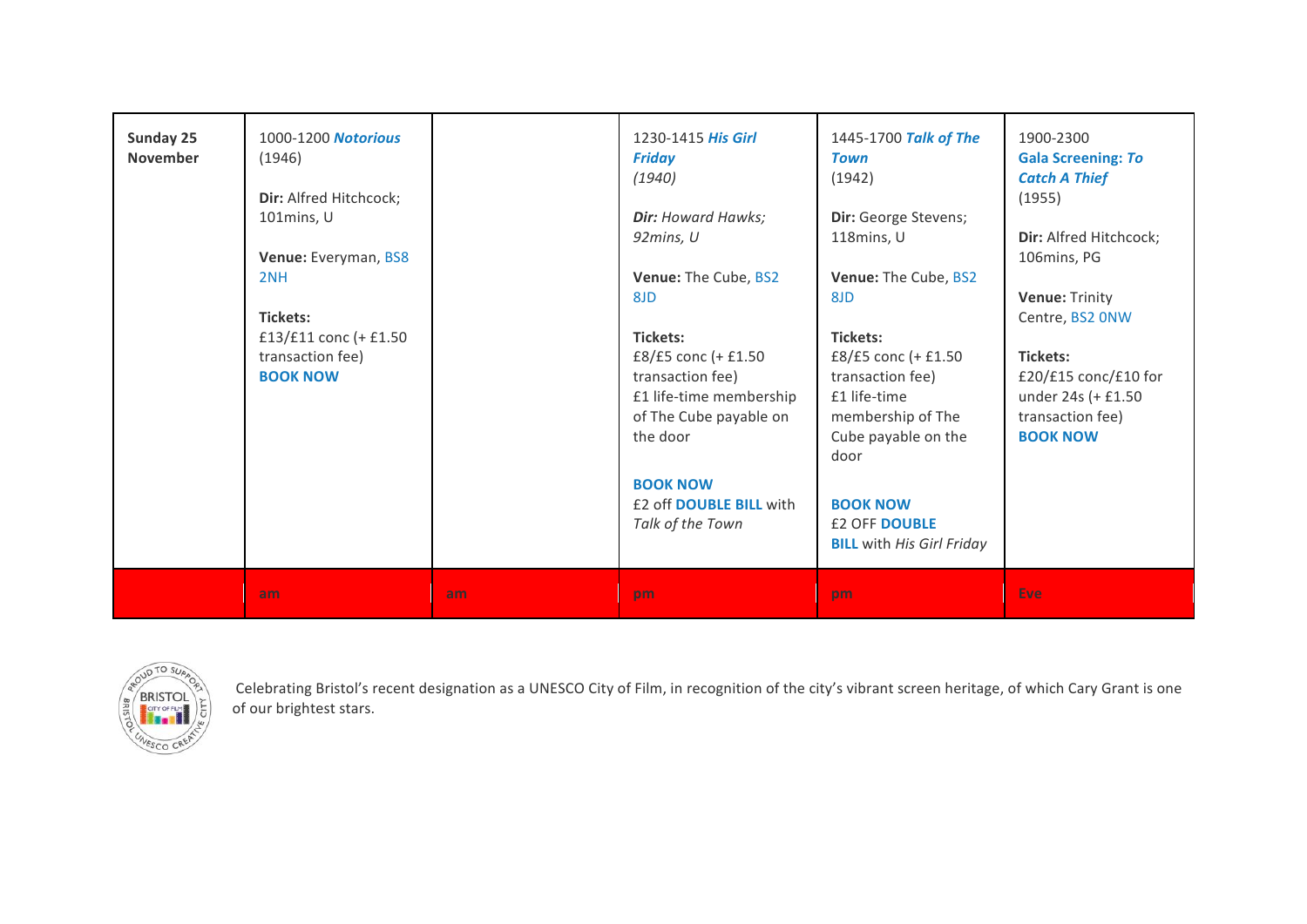| | | | | | |
|---|---|---|---|---|---|
| **Sunday 25 November** | 1000-1200 ***Notorious*** (1946)<br><br>**Dir:** Alfred Hitchcock; 101mins, U<br><br>**Venue:** Everyman, BS8 2NH<br><br>**Tickets:** £13/£11 conc (+ £1.50 transaction fee)<br>**BOOK NOW** | | 1230-1415 ***His Girl Friday*** *(1940)*<br><br>***Dir:*** *Howard Hawks; 92mins, U*<br><br>**Venue:** The Cube, BS2 8JD<br><br>**Tickets:** £8/£5 conc (+ £1.50 transaction fee)<br>£1 life-time membership of The Cube payable on the door<br><br>**BOOK NOW**<br>£2 off **DOUBLE BILL** with *Talk of the Town* | 1445-1700 ***Talk of The Town*** (1942)<br><br>**Dir:** George Stevens; 118mins, U<br><br>**Venue:** The Cube, BS2 8JD<br><br>**Tickets:** £8/£5 conc (+ £1.50 transaction fee)<br>£1 life-time membership of The Cube payable on the door<br><br>**BOOK NOW**<br>£2 OFF **DOUBLE BILL** with *His Girl Friday* | 1900-2300 **Gala Screening: *To Catch A Thief*** (1955)<br><br>**Dir:** Alfred Hitchcock; 106mins, PG<br><br>**Venue:** Trinity Centre, BS2 0NW<br><br>**Tickets:** £20/£15 conc/£10 for under 24s (+ £1.50 transaction fee)<br>**BOOK NOW** |
| | am | am | pm | pm | Eve |

Celebrating Bristol's recent designation as a UNESCO City of Film, in recognition of the city's vibrant screen heritage, of which Cary Grant is one of our brightest stars.